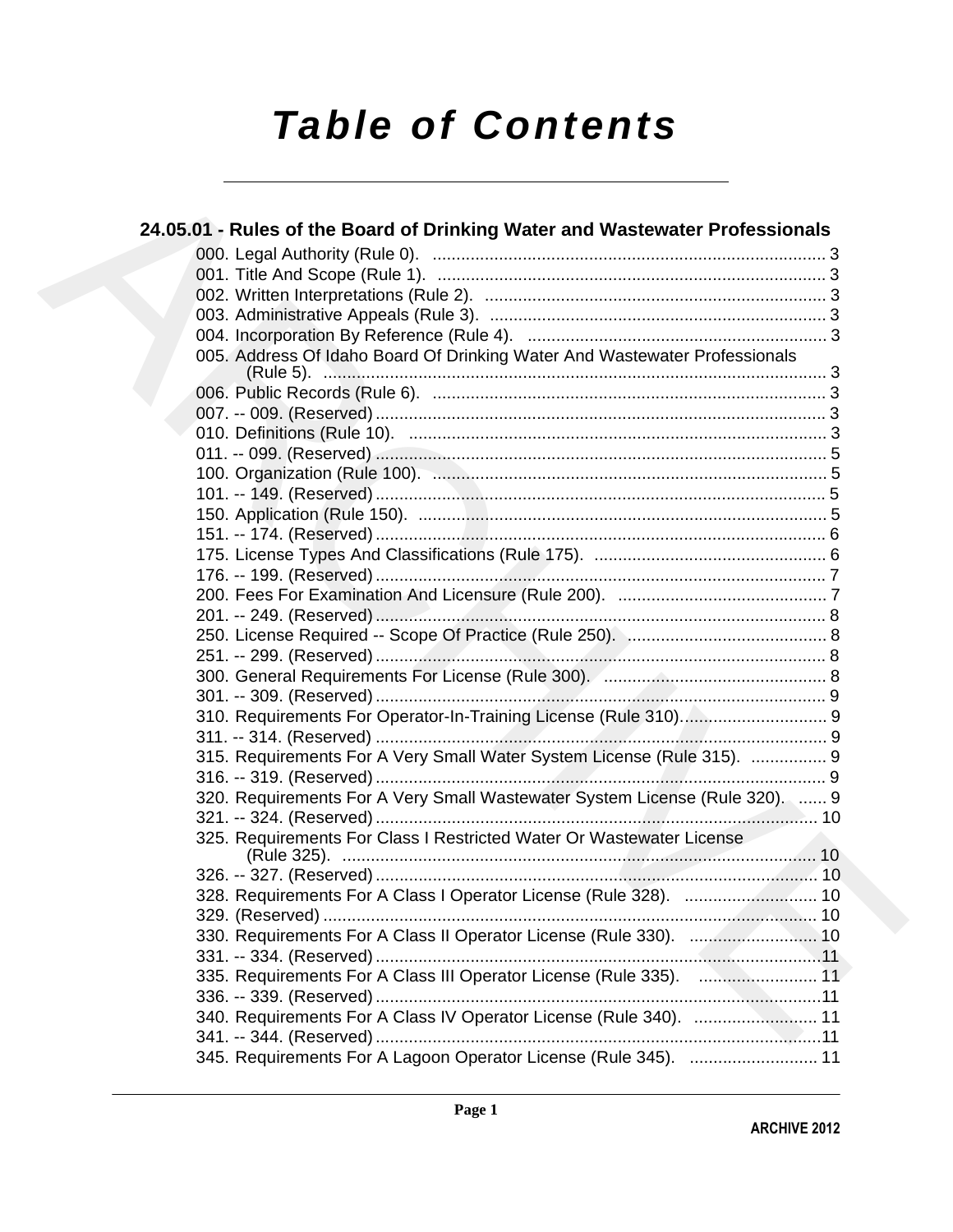# Table of Contents

## 24.05.01 - Rules of the Board of Drinking Water and Wastewater Professionals

000. Legal Authority (Rule 0). .......... 3
001. Title And Scope (Rule 1). .......... 3
002. Written Interpretations (Rule 2). .......... 3
003. Administrative Appeals (Rule 3). .......... 3
004. Incorporation By Reference (Rule 4). .......... 3
005. Address Of Idaho Board Of Drinking Water And Wastewater Professionals (Rule 5). .......... 3
006. Public Records (Rule 6). .......... 3
007. -- 009. (Reserved) .......... 3
010. Definitions (Rule 10). .......... 3
011. -- 099. (Reserved) .......... 5
100. Organization (Rule 100). .......... 5
101. -- 149. (Reserved) .......... 5
150. Application (Rule 150). .......... 5
151. -- 174. (Reserved) .......... 6
175. License Types And Classifications (Rule 175). .......... 6
176. -- 199. (Reserved) .......... 7
200. Fees For Examination And Licensure (Rule 200). .......... 7
201. -- 249. (Reserved) .......... 8
250. License Required -- Scope Of Practice (Rule 250). .......... 8
251. -- 299. (Reserved) .......... 8
300. General Requirements For License (Rule 300). .......... 8
301. -- 309. (Reserved) .......... 9
310. Requirements For Operator-In-Training License (Rule 310). .......... 9
311. -- 314. (Reserved) .......... 9
315. Requirements For A Very Small Water System License (Rule 315). .......... 9
316. -- 319. (Reserved) .......... 9
320. Requirements For A Very Small Wastewater System License (Rule 320). .......... 9
321. -- 324. (Reserved) .......... 10
325. Requirements For Class I Restricted Water Or Wastewater License (Rule 325). .......... 10
326. -- 327. (Reserved) .......... 10
328. Requirements For A Class I Operator License (Rule 328). .......... 10
329. (Reserved) .......... 10
330. Requirements For A Class II Operator License (Rule 330). .......... 10
331. -- 334. (Reserved) .......... 11
335. Requirements For A Class III Operator License (Rule 335). .......... 11
336. -- 339. (Reserved) .......... 11
340. Requirements For A Class IV Operator License (Rule 340). .......... 11
341. -- 344. (Reserved) .......... 11
345. Requirements For A Lagoon Operator License (Rule 345). .......... 11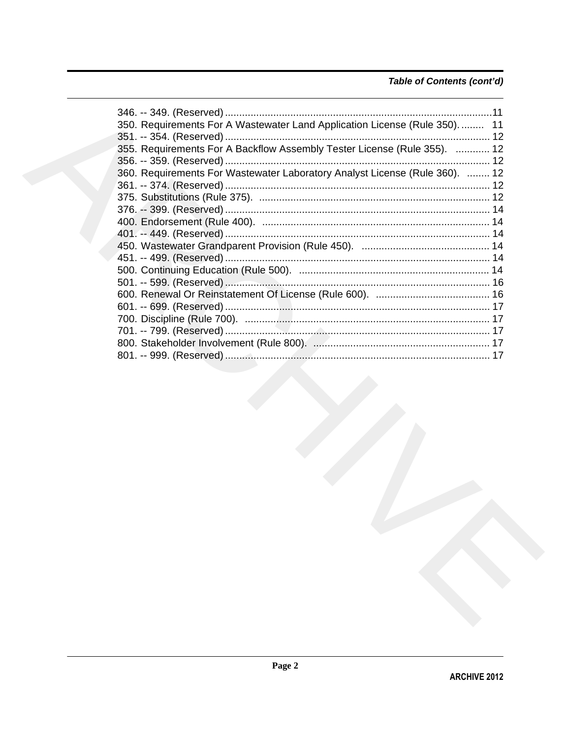*Table of Contents (cont'd)*

346. -- 349. (Reserved) ............................................................................................11
350. Requirements For A Wastewater Land Application License (Rule 350). ........ 11
351. -- 354. (Reserved) ............................................................................................ 12
355. Requirements For A Backflow Assembly Tester License (Rule 355). ............ 12
356. -- 359. (Reserved) ............................................................................................ 12
360. Requirements For Wastewater Laboratory Analyst License (Rule 360). ........ 12
361. -- 374. (Reserved) ............................................................................................ 12
375. Substitutions (Rule 375). ................................................................................. 12
376. -- 399. (Reserved) ............................................................................................ 14
400. Endorsement (Rule 400). ................................................................................ 14
401. -- 449. (Reserved) ............................................................................................ 14
450. Wastewater Grandparent Provision (Rule 450). ............................................. 14
451. -- 499. (Reserved) ............................................................................................ 14
500. Continuing Education (Rule 500). ................................................................... 14
501. -- 599. (Reserved) ............................................................................................ 16
600. Renewal Or Reinstatement Of License (Rule 600). ........................................ 16
601. -- 699. (Reserved) ............................................................................................ 17
700. Discipline (Rule 700). ...................................................................................... 17
701. -- 799. (Reserved) ............................................................................................ 17
800. Stakeholder Involvement (Rule 800). .............................................................. 17
801. -- 999. (Reserved) ............................................................................................ 17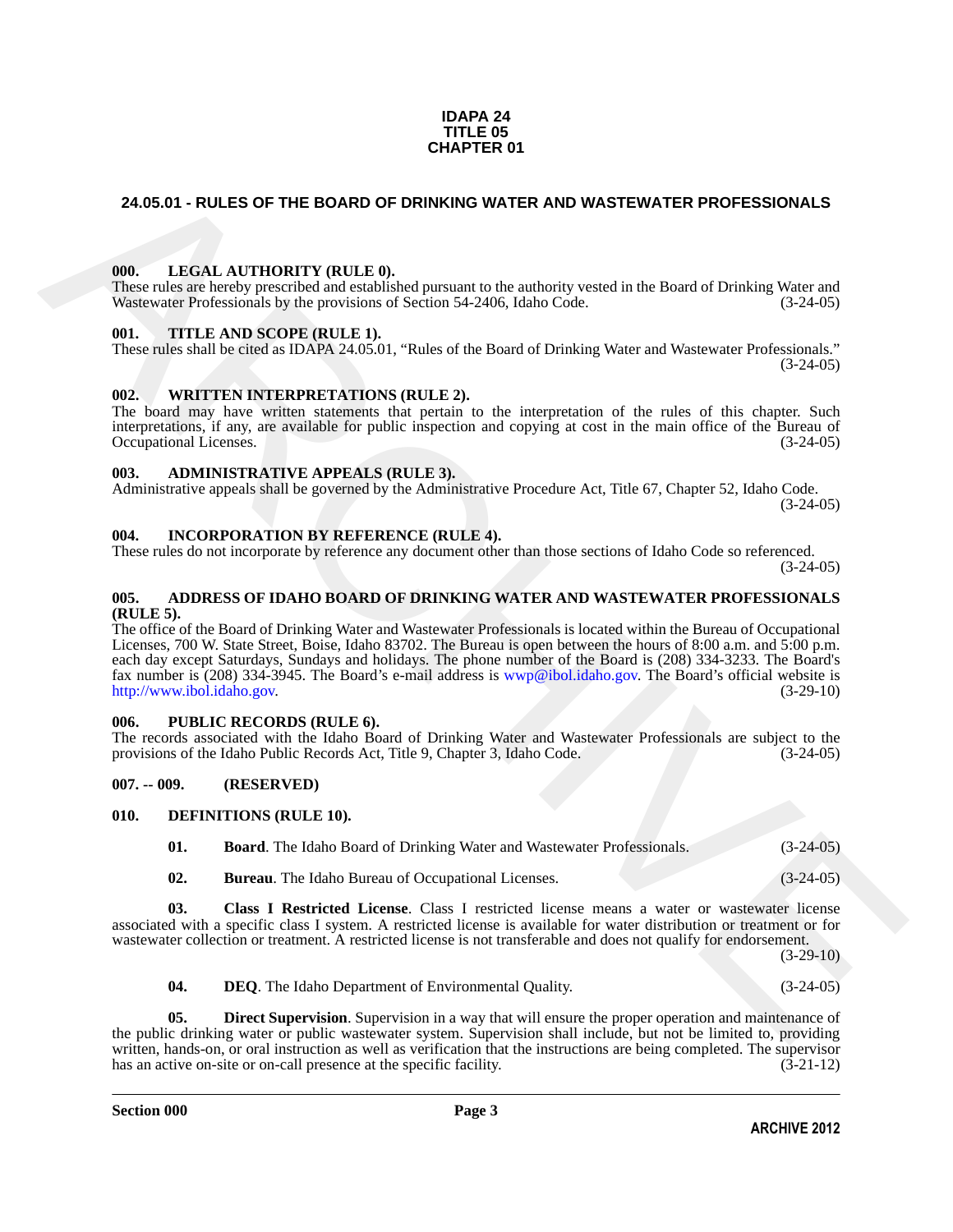**IDAPA 24**
**TITLE 05**
**CHAPTER 01**

## 24.05.01 - RULES OF THE BOARD OF DRINKING WATER AND WASTEWATER PROFESSIONALS

### 000. LEGAL AUTHORITY (RULE 0).

These rules are hereby prescribed and established pursuant to the authority vested in the Board of Drinking Water and Wastewater Professionals by the provisions of Section 54-2406, Idaho Code. (3-24-05)

### 001. TITLE AND SCOPE (RULE 1).

These rules shall be cited as IDAPA 24.05.01, "Rules of the Board of Drinking Water and Wastewater Professionals." (3-24-05)

### 002. WRITTEN INTERPRETATIONS (RULE 2).

The board may have written statements that pertain to the interpretation of the rules of this chapter. Such interpretations, if any, are available for public inspection and copying at cost in the main office of the Bureau of Occupational Licenses. (3-24-05)

### 003. ADMINISTRATIVE APPEALS (RULE 3).

Administrative appeals shall be governed by the Administrative Procedure Act, Title 67, Chapter 52, Idaho Code. (3-24-05)

### 004. INCORPORATION BY REFERENCE (RULE 4).

These rules do not incorporate by reference any document other than those sections of Idaho Code so referenced. (3-24-05)

### 005. ADDRESS OF IDAHO BOARD OF DRINKING WATER AND WASTEWATER PROFESSIONALS (RULE 5).

The office of the Board of Drinking Water and Wastewater Professionals is located within the Bureau of Occupational Licenses, 700 W. State Street, Boise, Idaho 83702. The Bureau is open between the hours of 8:00 a.m. and 5:00 p.m. each day except Saturdays, Sundays and holidays. The phone number of the Board is (208) 334-3233. The Board's fax number is (208) 334-3945. The Board's e-mail address is wwp@ibol.idaho.gov. The Board's official website is http://www.ibol.idaho.gov. (3-29-10)

### 006. PUBLIC RECORDS (RULE 6).

The records associated with the Idaho Board of Drinking Water and Wastewater Professionals are subject to the provisions of the Idaho Public Records Act, Title 9, Chapter 3, Idaho Code. (3-24-05)

### 007. -- 009. (RESERVED)

### 010. DEFINITIONS (RULE 10).

**01. Board**. The Idaho Board of Drinking Water and Wastewater Professionals. (3-24-05)

**02. Bureau**. The Idaho Bureau of Occupational Licenses. (3-24-05)

**03. Class I Restricted License**. Class I restricted license means a water or wastewater license associated with a specific class I system. A restricted license is available for water distribution or treatment or for wastewater collection or treatment. A restricted license is not transferable and does not qualify for endorsement. (3-29-10)

**04. DEQ**. The Idaho Department of Environmental Quality. (3-24-05)

**05. Direct Supervision**. Supervision in a way that will ensure the proper operation and maintenance of the public drinking water or public wastewater system. Supervision shall include, but not be limited to, providing written, hands-on, or oral instruction as well as verification that the instructions are being completed. The supervisor has an active on-site or on-call presence at the specific facility. (3-21-12)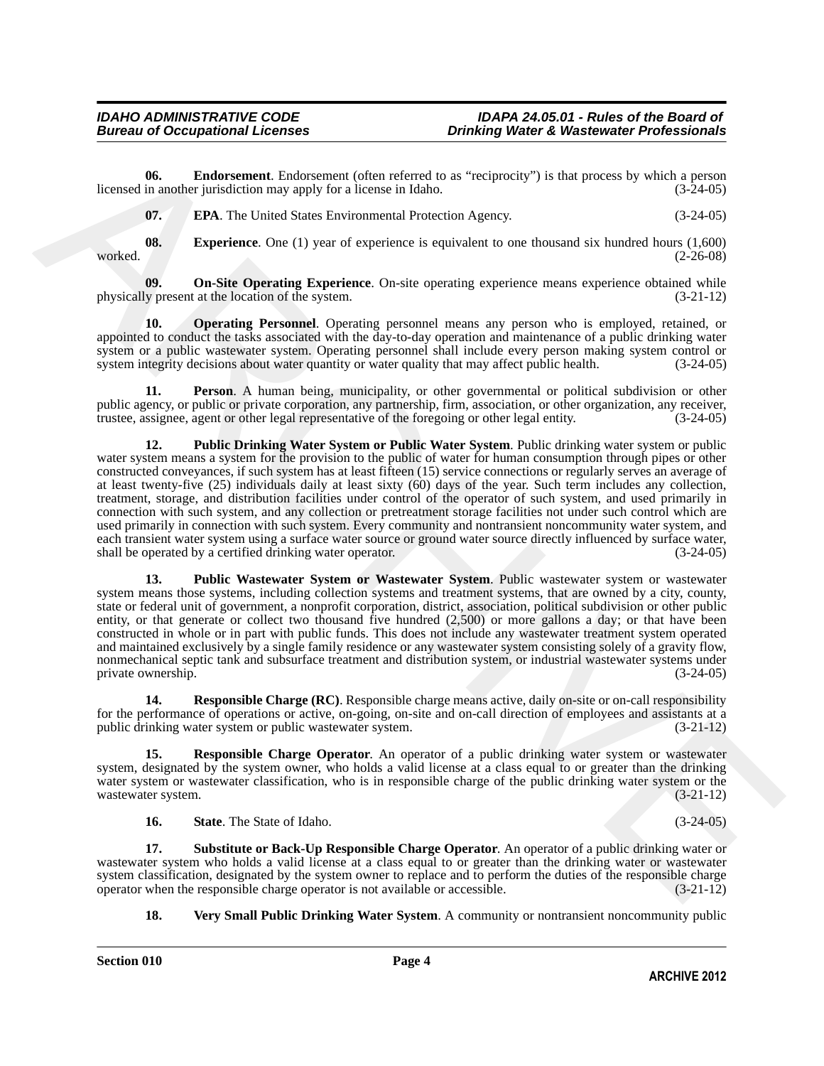**06. Endorsement**. Endorsement (often referred to as "reciprocity") is that process by which a person licensed in another jurisdiction may apply for a license in Idaho. (3-24-05)

**07. EPA**. The United States Environmental Protection Agency. (3-24-05)

**08. Experience**. One (1) year of experience is equivalent to one thousand six hundred hours (1,600) worked. (2-26-08)

**09. On-Site Operating Experience**. On-site operating experience means experience obtained while physically present at the location of the system. (3-21-12)

**10. Operating Personnel**. Operating personnel means any person who is employed, retained, or appointed to conduct the tasks associated with the day-to-day operation and maintenance of a public drinking water system or a public wastewater system. Operating personnel shall include every person making system control or system integrity decisions about water quantity or water quality that may affect public health. (3-24-05)

**11. Person**. A human being, municipality, or other governmental or political subdivision or other public agency, or public or private corporation, any partnership, firm, association, or other organization, any receiver, trustee, assignee, agent or other legal representative of the foregoing or other legal entity. (3-24-05)

**12. Public Drinking Water System or Public Water System**. Public drinking water system or public water system means a system for the provision to the public of water for human consumption through pipes or other constructed conveyances, if such system has at least fifteen (15) service connections or regularly serves an average of at least twenty-five (25) individuals daily at least sixty (60) days of the year. Such term includes any collection, treatment, storage, and distribution facilities under control of the operator of such system, and used primarily in connection with such system, and any collection or pretreatment storage facilities not under such control which are used primarily in connection with such system. Every community and nontransient noncommunity water system, and each transient water system using a surface water source or ground water source directly influenced by surface water, shall be operated by a certified drinking water operator. (3-24-05)

**13. Public Wastewater System or Wastewater System**. Public wastewater system or wastewater system means those systems, including collection systems and treatment systems, that are owned by a city, county, state or federal unit of government, a nonprofit corporation, district, association, political subdivision or other public entity, or that generate or collect two thousand five hundred (2,500) or more gallons a day; or that have been constructed in whole or in part with public funds. This does not include any wastewater treatment system operated and maintained exclusively by a single family residence or any wastewater system consisting solely of a gravity flow, nonmechanical septic tank and subsurface treatment and distribution system, or industrial wastewater systems under private ownership. (3-24-05)

**14. Responsible Charge (RC)**. Responsible charge means active, daily on-site or on-call responsibility for the performance of operations or active, on-going, on-site and on-call direction of employees and assistants at a public drinking water system or public wastewater system. (3-21-12)

**15. Responsible Charge Operator**. An operator of a public drinking water system or wastewater system, designated by the system owner, who holds a valid license at a class equal to or greater than the drinking water system or wastewater classification, who is in responsible charge of the public drinking water system or the wastewater system. (3-21-12)

**16. State**. The State of Idaho. (3-24-05)

**17. Substitute or Back-Up Responsible Charge Operator**. An operator of a public drinking water or wastewater system who holds a valid license at a class equal to or greater than the drinking water or wastewater system classification, designated by the system owner to replace and to perform the duties of the responsible charge operator when the responsible charge operator is not available or accessible. (3-21-12)

**18. Very Small Public Drinking Water System**. A community or nontransient noncommunity public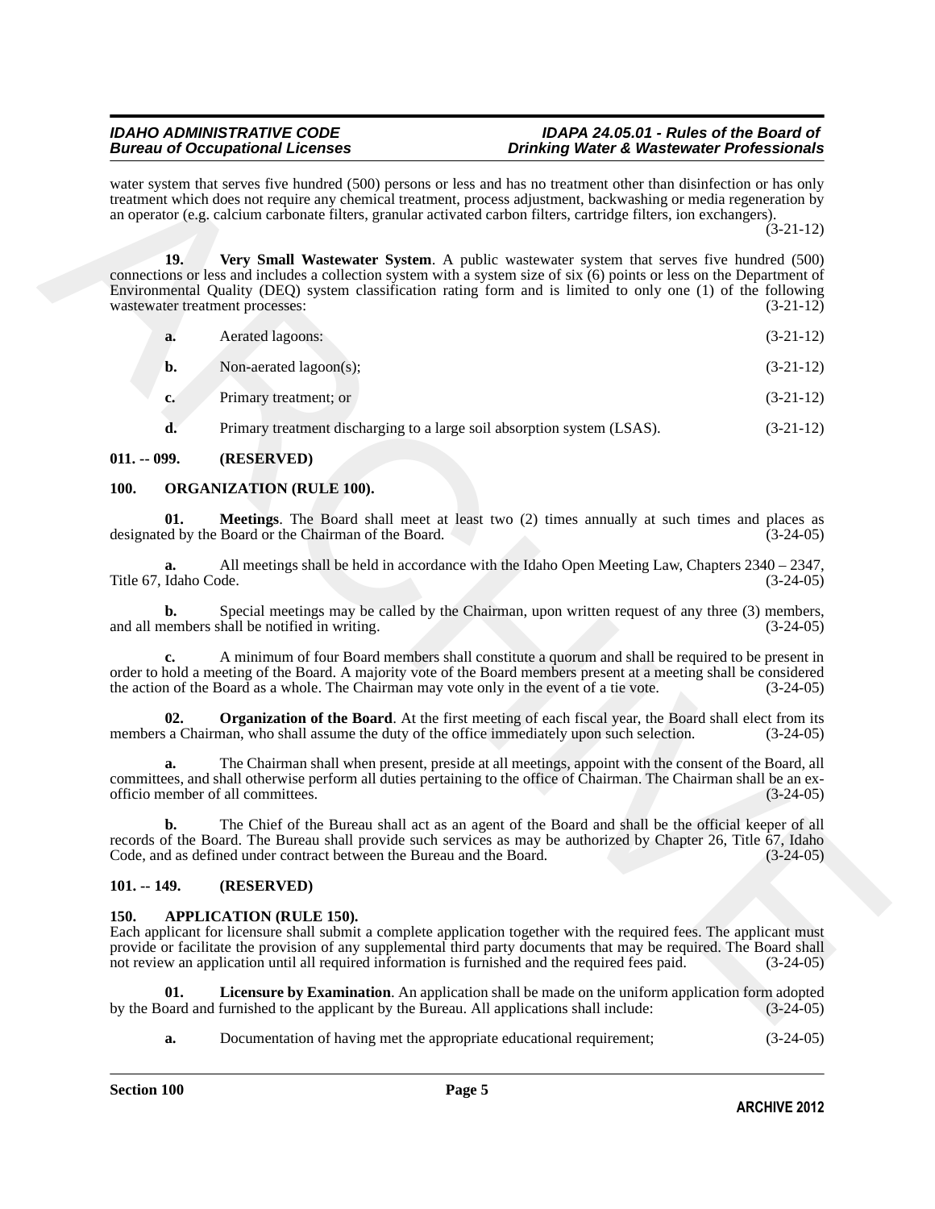water system that serves five hundred (500) persons or less and has no treatment other than disinfection or has only treatment which does not require any chemical treatment, process adjustment, backwashing or media regeneration by an operator (e.g. calcium carbonate filters, granular activated carbon filters, cartridge filters, ion exchangers). (3-21-12)

**19. Very Small Wastewater System**. A public wastewater system that serves five hundred (500) connections or less and includes a collection system with a system size of six (6) points or less on the Department of Environmental Quality (DEQ) system classification rating form and is limited to only one (1) of the following wastewater treatment processes: (3-21-12)

**a.** Aerated lagoons: (3-21-12)

**b.** Non-aerated lagoon(s); (3-21-12)

**c.** Primary treatment; or (3-21-12)

**d.** Primary treatment discharging to a large soil absorption system (LSAS). (3-21-12)

**011. -- 099. (RESERVED)**

**100. ORGANIZATION (RULE 100).**

**01. Meetings**. The Board shall meet at least two (2) times annually at such times and places as designated by the Board or the Chairman of the Board. (3-24-05)

**a.** All meetings shall be held in accordance with the Idaho Open Meeting Law, Chapters 2340 – 2347, Title 67, Idaho Code. (3-24-05)

**b.** Special meetings may be called by the Chairman, upon written request of any three (3) members, and all members shall be notified in writing. (3-24-05)

**c.** A minimum of four Board members shall constitute a quorum and shall be required to be present in order to hold a meeting of the Board. A majority vote of the Board members present at a meeting shall be considered the action of the Board as a whole. The Chairman may vote only in the event of a tie vote. (3-24-05)

**02. Organization of the Board**. At the first meeting of each fiscal year, the Board shall elect from its members a Chairman, who shall assume the duty of the office immediately upon such selection. (3-24-05)

**a.** The Chairman shall when present, preside at all meetings, appoint with the consent of the Board, all committees, and shall otherwise perform all duties pertaining to the office of Chairman. The Chairman shall be an ex-officio member of all committees. (3-24-05)

**b.** The Chief of the Bureau shall act as an agent of the Board and shall be the official keeper of all records of the Board. The Bureau shall provide such services as may be authorized by Chapter 26, Title 67, Idaho Code, and as defined under contract between the Bureau and the Board. (3-24-05)

**101. -- 149. (RESERVED)**

**150. APPLICATION (RULE 150).**

Each applicant for licensure shall submit a complete application together with the required fees. The applicant must provide or facilitate the provision of any supplemental third party documents that may be required. The Board shall not review an application until all required information is furnished and the required fees paid. (3-24-05)

**01. Licensure by Examination**. An application shall be made on the uniform application form adopted by the Board and furnished to the applicant by the Bureau. All applications shall include: (3-24-05)

**a.** Documentation of having met the appropriate educational requirement; (3-24-05)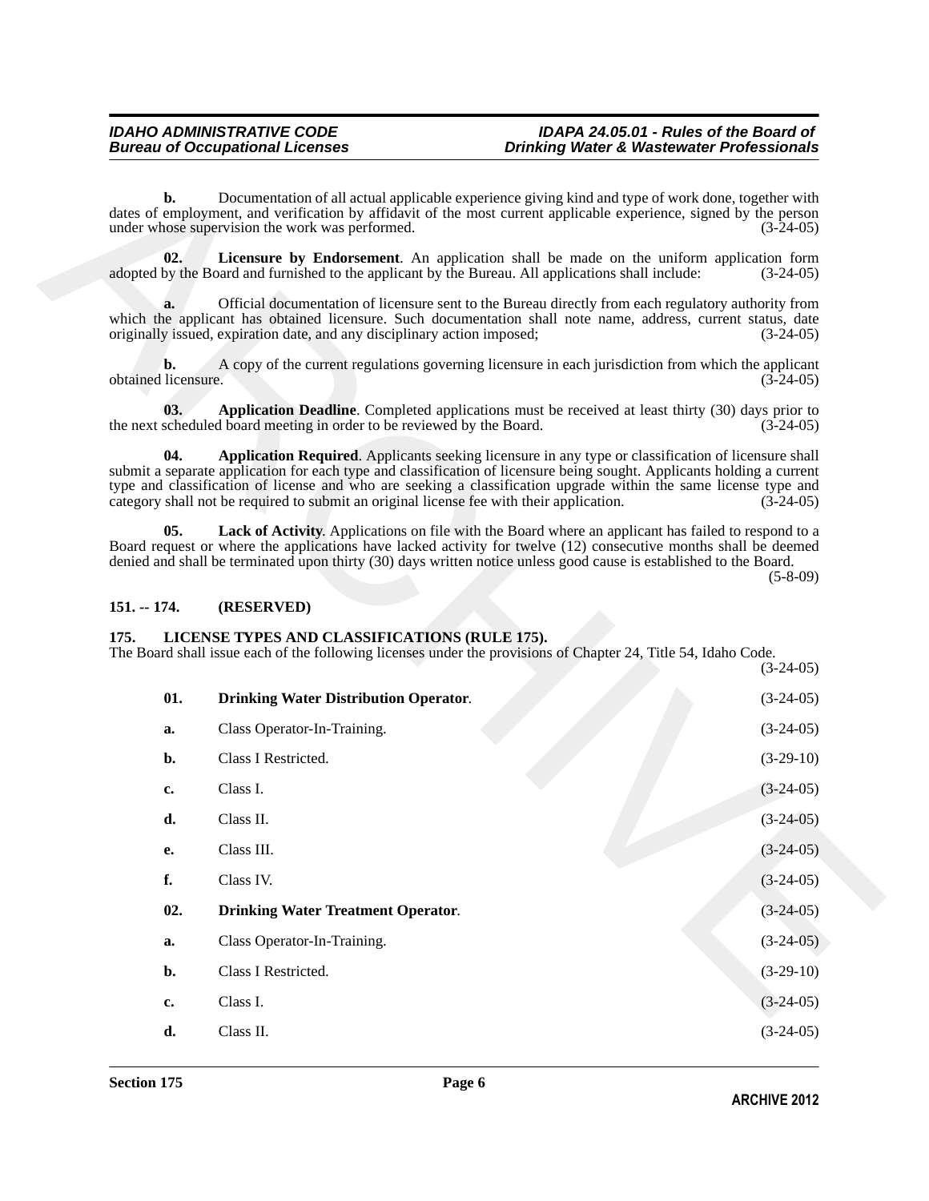**b.** Documentation of all actual applicable experience giving kind and type of work done, together with dates of employment, and verification by affidavit of the most current applicable experience, signed by the person under whose supervision the work was performed. (3-24-05)

**02. Licensure by Endorsement**. An application shall be made on the uniform application form adopted by the Board and furnished to the applicant by the Bureau. All applications shall include: (3-24-05)

**a.** Official documentation of licensure sent to the Bureau directly from each regulatory authority from which the applicant has obtained licensure. Such documentation shall note name, address, current status, date originally issued, expiration date, and any disciplinary action imposed; (3-24-05)

**b.** A copy of the current regulations governing licensure in each jurisdiction from which the applicant obtained licensure. (3-24-05)

**03. Application Deadline**. Completed applications must be received at least thirty (30) days prior to the next scheduled board meeting in order to be reviewed by the Board. (3-24-05)

**04. Application Required**. Applicants seeking licensure in any type or classification of licensure shall submit a separate application for each type and classification of licensure being sought. Applicants holding a current type and classification of license and who are seeking a classification upgrade within the same license type and category shall not be required to submit an original license fee with their application. (3-24-05)

**05. Lack of Activity**. Applications on file with the Board where an applicant has failed to respond to a Board request or where the applications have lacked activity for twelve (12) consecutive months shall be deemed denied and shall be terminated upon thirty (30) days written notice unless good cause is established to the Board. (5-8-09)

## 151. -- 174. (RESERVED)

## 175. LICENSE TYPES AND CLASSIFICATIONS (RULE 175).

The Board shall issue each of the following licenses under the provisions of Chapter 24, Title 54, Idaho Code. (3-24-05)

**01. Drinking Water Distribution Operator**. (3-24-05)

**a.** Class Operator-In-Training. (3-24-05)

**b.** Class I Restricted. (3-29-10)

**c.** Class I. (3-24-05)

**d.** Class II. (3-24-05)

**e.** Class III. (3-24-05)

**f.** Class IV. (3-24-05)

**02. Drinking Water Treatment Operator**. (3-24-05)

**a.** Class Operator-In-Training. (3-24-05)

**b.** Class I Restricted. (3-29-10)

**c.** Class I. (3-24-05)

**d.** Class II. (3-24-05)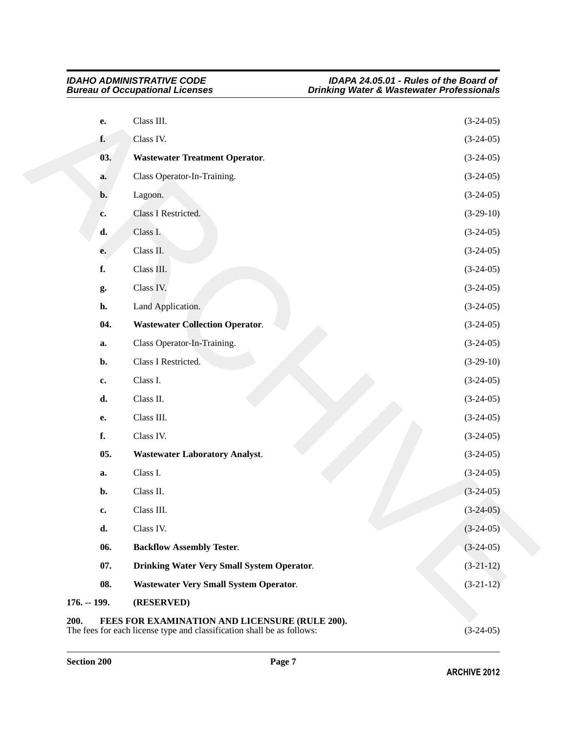**e.** Class III. (3-24-05)

**f.** Class IV. (3-24-05)

**03. Wastewater Treatment Operator**. (3-24-05)

**a.** Class Operator-In-Training. (3-24-05)

**b.** Lagoon. (3-24-05)

**c.** Class I Restricted. (3-29-10)

**d.** Class I. (3-24-05)

**e.** Class II. (3-24-05)

**f.** Class III. (3-24-05)

**g.** Class IV. (3-24-05)

**h.** Land Application. (3-24-05)

**04. Wastewater Collection Operator**. (3-24-05)

**a.** Class Operator-In-Training. (3-24-05)

**b.** Class I Restricted. (3-29-10)

**c.** Class I. (3-24-05)

**d.** Class II. (3-24-05)

**e.** Class III. (3-24-05)

**f.** Class IV. (3-24-05)

**05. Wastewater Laboratory Analyst**. (3-24-05)

**a.** Class I. (3-24-05)

**b.** Class II. (3-24-05)

**c.** Class III. (3-24-05)

**d.** Class IV. (3-24-05)

**06. Backflow Assembly Tester**. (3-24-05)

**07. Drinking Water Very Small System Operator**. (3-21-12)

**08. Wastewater Very Small System Operator**. (3-21-12)

**176. -- 199. (RESERVED)**

**200. FEES FOR EXAMINATION AND LICENSURE (RULE 200).**
The fees for each license type and classification shall be as follows: (3-24-05)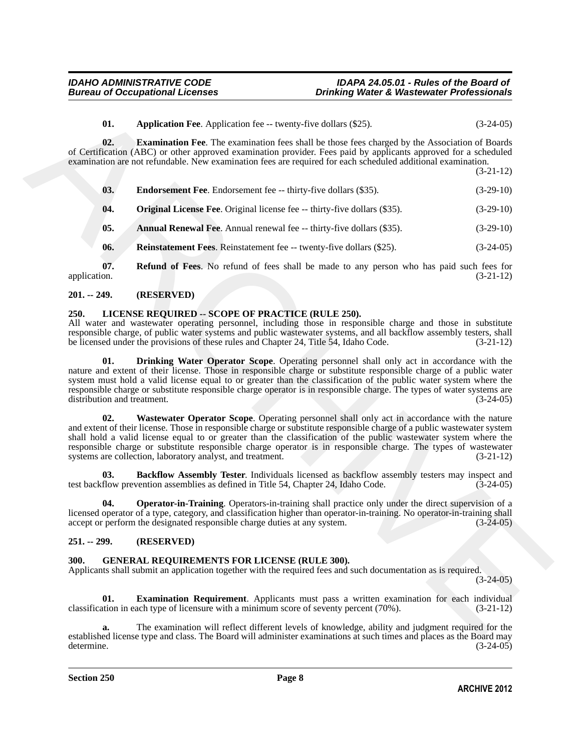**01. Application Fee**. Application fee -- twenty-five dollars ($25). (3-24-05)

**02. Examination Fee**. The examination fees shall be those fees charged by the Association of Boards of Certification (ABC) or other approved examination provider. Fees paid by applicants approved for a scheduled examination are not refundable. New examination fees are required for each scheduled additional examination. (3-21-12)

**03. Endorsement Fee**. Endorsement fee -- thirty-five dollars ($35). (3-29-10)

**04. Original License Fee**. Original license fee -- thirty-five dollars ($35). (3-29-10)

**05. Annual Renewal Fee**. Annual renewal fee -- thirty-five dollars ($35). (3-29-10)

**06. Reinstatement Fees**. Reinstatement fee -- twenty-five dollars ($25). (3-24-05)

**07. Refund of Fees**. No refund of fees shall be made to any person who has paid such fees for application. (3-21-12)

## 201. -- 249. (RESERVED)

## 250. LICENSE REQUIRED -- SCOPE OF PRACTICE (RULE 250).

All water and wastewater operating personnel, including those in responsible charge and those in substitute responsible charge, of public water systems and public wastewater systems, and all backflow assembly testers, shall be licensed under the provisions of these rules and Chapter 24, Title 54, Idaho Code. (3-21-12)

**01. Drinking Water Operator Scope**. Operating personnel shall only act in accordance with the nature and extent of their license. Those in responsible charge or substitute responsible charge of a public water system must hold a valid license equal to or greater than the classification of the public water system where the responsible charge or substitute responsible charge operator is in responsible charge. The types of water systems are distribution and treatment. (3-24-05)

**02. Wastewater Operator Scope**. Operating personnel shall only act in accordance with the nature and extent of their license. Those in responsible charge or substitute responsible charge of a public wastewater system shall hold a valid license equal to or greater than the classification of the public wastewater system where the responsible charge or substitute responsible charge operator is in responsible charge. The types of wastewater systems are collection, laboratory analyst, and treatment. (3-21-12)

**03. Backflow Assembly Tester**. Individuals licensed as backflow assembly testers may inspect and test backflow prevention assemblies as defined in Title 54, Chapter 24, Idaho Code. (3-24-05)

**04. Operator-in-Training**. Operators-in-training shall practice only under the direct supervision of a licensed operator of a type, category, and classification higher than operator-in-training. No operator-in-training shall accept or perform the designated responsible charge duties at any system. (3-24-05)

## 251. -- 299. (RESERVED)

## 300. GENERAL REQUIREMENTS FOR LICENSE (RULE 300).

Applicants shall submit an application together with the required fees and such documentation as is required. (3-24-05)

**01. Examination Requirement**. Applicants must pass a written examination for each individual classification in each type of licensure with a minimum score of seventy percent (70%). (3-21-12)

**a.** The examination will reflect different levels of knowledge, ability and judgment required for the established license type and class. The Board will administer examinations at such times and places as the Board may determine. (3-24-05)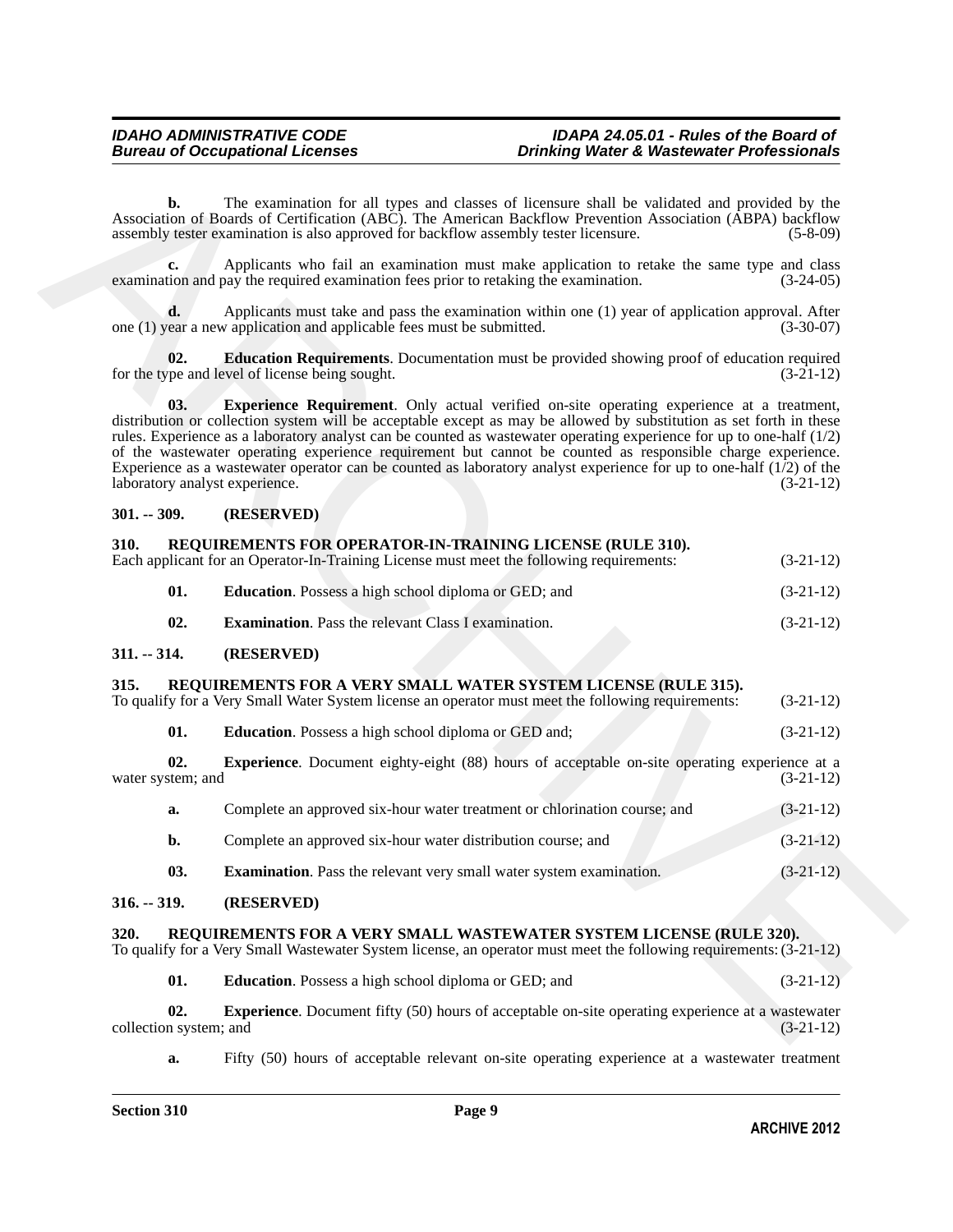**b.** The examination for all types and classes of licensure shall be validated and provided by the Association of Boards of Certification (ABC). The American Backflow Prevention Association (ABPA) backflow assembly tester examination is also approved for backflow assembly tester licensure. (5-8-09)

**c.** Applicants who fail an examination must make application to retake the same type and class examination and pay the required examination fees prior to retaking the examination. (3-24-05)

**d.** Applicants must take and pass the examination within one (1) year of application approval. After one (1) year a new application and applicable fees must be submitted. (3-30-07)

**02. Education Requirements**. Documentation must be provided showing proof of education required for the type and level of license being sought. (3-21-12)

**03. Experience Requirement**. Only actual verified on-site operating experience at a treatment, distribution or collection system will be acceptable except as may be allowed by substitution as set forth in these rules. Experience as a laboratory analyst can be counted as wastewater operating experience for up to one-half (1/2) of the wastewater operating experience requirement but cannot be counted as responsible charge experience. Experience as a wastewater operator can be counted as laboratory analyst experience for up to one-half (1/2) of the laboratory analyst experience. (3-21-12)

## 301. -- 309. (RESERVED)

## 310. REQUIREMENTS FOR OPERATOR-IN-TRAINING LICENSE (RULE 310).

Each applicant for an Operator-In-Training License must meet the following requirements: (3-21-12)

**01. Education**. Possess a high school diploma or GED; and (3-21-12)

**02. Examination**. Pass the relevant Class I examination. (3-21-12)

## 311. -- 314. (RESERVED)

## 315. REQUIREMENTS FOR A VERY SMALL WATER SYSTEM LICENSE (RULE 315).

To qualify for a Very Small Water System license an operator must meet the following requirements: (3-21-12)

**01. Education**. Possess a high school diploma or GED and; (3-21-12)

**02. Experience**. Document eighty-eight (88) hours of acceptable on-site operating experience at a water system; and (3-21-12)

**a.** Complete an approved six-hour water treatment or chlorination course; and (3-21-12)

**b.** Complete an approved six-hour water distribution course; and (3-21-12)

**03. Examination**. Pass the relevant very small water system examination. (3-21-12)

## 316. -- 319. (RESERVED)

## 320. REQUIREMENTS FOR A VERY SMALL WASTEWATER SYSTEM LICENSE (RULE 320).

To qualify for a Very Small Wastewater System license, an operator must meet the following requirements: (3-21-12)

**01. Education**. Possess a high school diploma or GED; and (3-21-12)

**02. Experience**. Document fifty (50) hours of acceptable on-site operating experience at a wastewater collection system; and (3-21-12)

**a.** Fifty (50) hours of acceptable relevant on-site operating experience at a wastewater treatment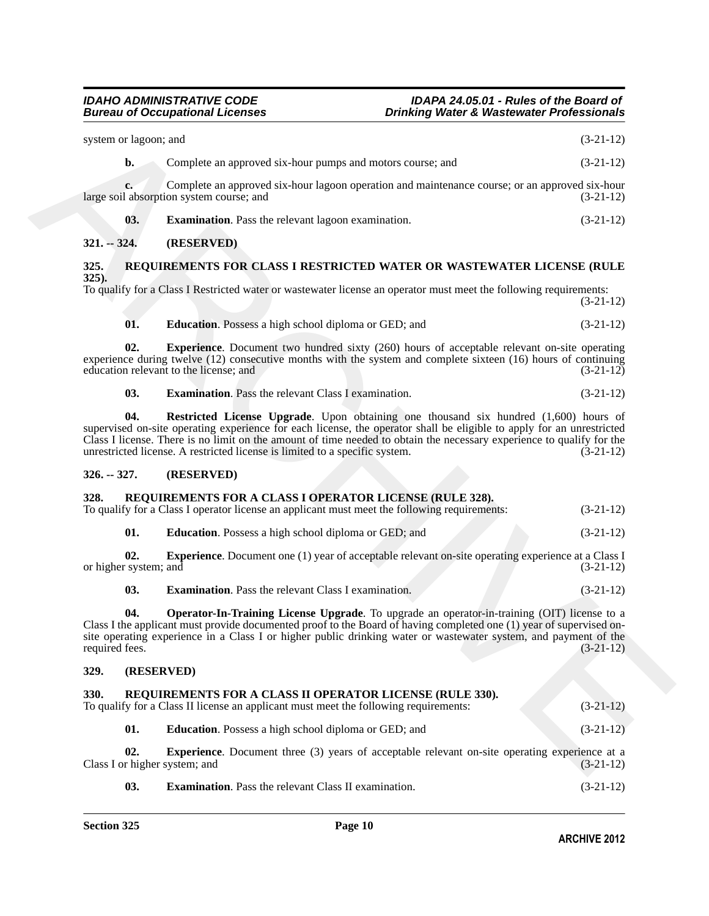system or lagoon; and (3-21-12)

**b.** Complete an approved six-hour pumps and motors course; and (3-21-12)

**c.** Complete an approved six-hour lagoon operation and maintenance course; or an approved six-hour large soil absorption system course; and (3-21-12)

**03. Examination**. Pass the relevant lagoon examination. (3-21-12)

## 321. -- 324. (RESERVED)

## 325. REQUIREMENTS FOR CLASS I RESTRICTED WATER OR WASTEWATER LICENSE (RULE 325).

To qualify for a Class I Restricted water or wastewater license an operator must meet the following requirements: (3-21-12)

**01. Education**. Possess a high school diploma or GED; and (3-21-12)

**02. Experience**. Document two hundred sixty (260) hours of acceptable relevant on-site operating experience during twelve (12) consecutive months with the system and complete sixteen (16) hours of continuing education relevant to the license; and (3-21-12)

**03. Examination**. Pass the relevant Class I examination. (3-21-12)

**04. Restricted License Upgrade**. Upon obtaining one thousand six hundred (1,600) hours of supervised on-site operating experience for each license, the operator shall be eligible to apply for an unrestricted Class I license. There is no limit on the amount of time needed to obtain the necessary experience to qualify for the unrestricted license. A restricted license is limited to a specific system. (3-21-12)

## 326. -- 327. (RESERVED)

## 328. REQUIREMENTS FOR A CLASS I OPERATOR LICENSE (RULE 328).

To qualify for a Class I operator license an applicant must meet the following requirements: (3-21-12)

**01. Education**. Possess a high school diploma or GED; and (3-21-12)

**02. Experience**. Document one (1) year of acceptable relevant on-site operating experience at a Class I or higher system; and (3-21-12)

**03. Examination**. Pass the relevant Class I examination. (3-21-12)

**04. Operator-In-Training License Upgrade**. To upgrade an operator-in-training (OIT) license to a Class I the applicant must provide documented proof to the Board of having completed one (1) year of supervised on-site operating experience in a Class I or higher public drinking water or wastewater system, and payment of the required fees. (3-21-12)

## 329. (RESERVED)

## 330. REQUIREMENTS FOR A CLASS II OPERATOR LICENSE (RULE 330).

To qualify for a Class II license an applicant must meet the following requirements: (3-21-12)

**01. Education**. Possess a high school diploma or GED; and (3-21-12)

**02. Experience**. Document three (3) years of acceptable relevant on-site operating experience at a Class I or higher system; and (3-21-12)

**03. Examination**. Pass the relevant Class II examination. (3-21-12)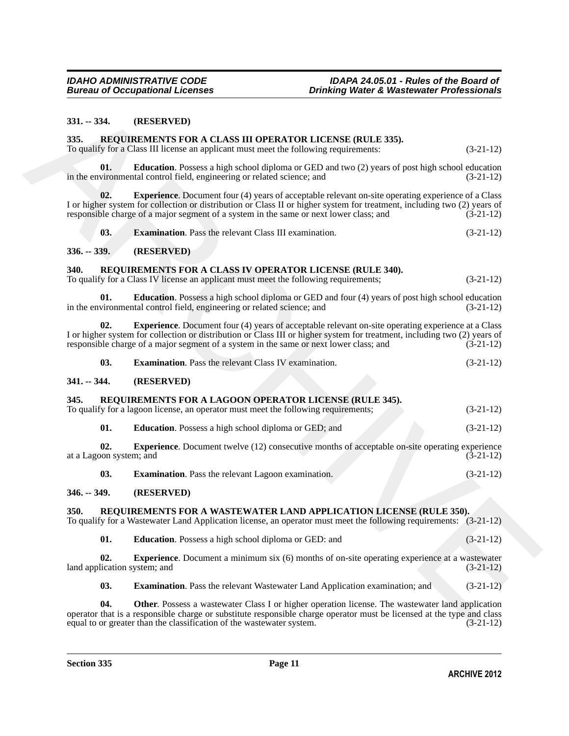**331. -- 334. (RESERVED)**

**335. REQUIREMENTS FOR A CLASS III OPERATOR LICENSE (RULE 335).**

To qualify for a Class III license an applicant must meet the following requirements: (3-21-12)

**01. Education**. Possess a high school diploma or GED and two (2) years of post high school education in the environmental control field, engineering or related science; and (3-21-12)

**02. Experience**. Document four (4) years of acceptable relevant on-site operating experience of a Class I or higher system for collection or distribution or Class II or higher system for treatment, including two (2) years of responsible charge of a major segment of a system in the same or next lower class; and (3-21-12)

**03. Examination**. Pass the relevant Class III examination. (3-21-12)

**336. -- 339. (RESERVED)**

**340. REQUIREMENTS FOR A CLASS IV OPERATOR LICENSE (RULE 340).**

To qualify for a Class IV license an applicant must meet the following requirements; (3-21-12)

**01. Education**. Possess a high school diploma or GED and four (4) years of post high school education in the environmental control field, engineering or related science; and (3-21-12)

**02. Experience**. Document four (4) years of acceptable relevant on-site operating experience at a Class I or higher system for collection or distribution or Class III or higher system for treatment, including two (2) years of responsible charge of a major segment of a system in the same or next lower class; and (3-21-12)

**03. Examination**. Pass the relevant Class IV examination. (3-21-12)

**341. -- 344. (RESERVED)**

**345. REQUIREMENTS FOR A LAGOON OPERATOR LICENSE (RULE 345).**

To qualify for a lagoon license, an operator must meet the following requirements; (3-21-12)

**01. Education**. Possess a high school diploma or GED; and (3-21-12)

**02. Experience**. Document twelve (12) consecutive months of acceptable on-site operating experience at a Lagoon system; and (3-21-12)

**03. Examination**. Pass the relevant Lagoon examination. (3-21-12)

**346. -- 349. (RESERVED)**

**350. REQUIREMENTS FOR A WASTEWATER LAND APPLICATION LICENSE (RULE 350).**

To qualify for a Wastewater Land Application license, an operator must meet the following requirements: (3-21-12)

**01. Education**. Possess a high school diploma or GED: and (3-21-12)

**02. Experience**. Document a minimum six (6) months of on-site operating experience at a wastewater land application system; and (3-21-12)

**03. Examination**. Pass the relevant Wastewater Land Application examination; and (3-21-12)

**04. Other**. Possess a wastewater Class I or higher operation license. The wastewater land application operator that is a responsible charge or substitute responsible charge operator must be licensed at the type and class equal to or greater than the classification of the wastewater system. (3-21-12)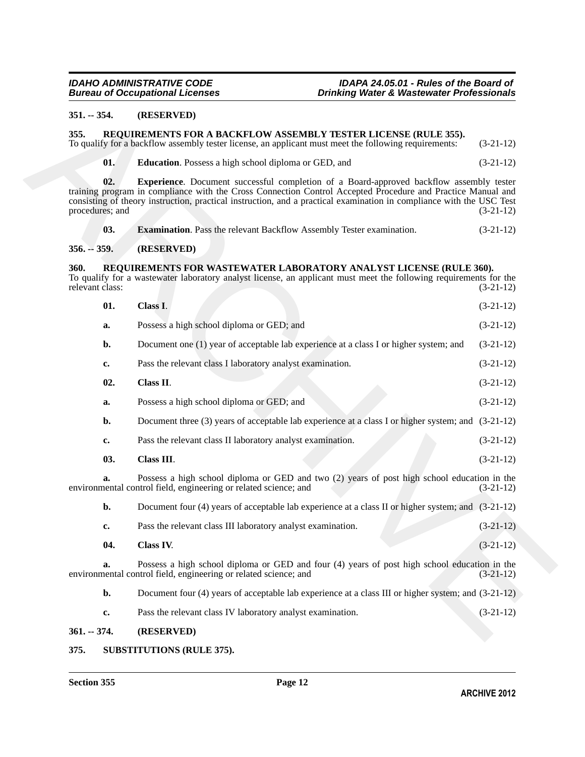**351. -- 354. (RESERVED)**

**355. REQUIREMENTS FOR A BACKFLOW ASSEMBLY TESTER LICENSE (RULE 355).**
To qualify for a backflow assembly tester license, an applicant must meet the following requirements: (3-21-12)

**01. Education**. Possess a high school diploma or GED, and (3-21-12)

**02. Experience**. Document successful completion of a Board-approved backflow assembly tester training program in compliance with the Cross Connection Control Accepted Procedure and Practice Manual and consisting of theory instruction, practical instruction, and a practical examination in compliance with the USC Test procedures; and (3-21-12)

**03. Examination**. Pass the relevant Backflow Assembly Tester examination. (3-21-12)

**356. -- 359. (RESERVED)**

**360. REQUIREMENTS FOR WASTEWATER LABORATORY ANALYST LICENSE (RULE 360).**
To qualify for a wastewater laboratory analyst license, an applicant must meet the following requirements for the relevant class: (3-21-12)

**01. Class I**. (3-21-12)

**a.** Possess a high school diploma or GED; and (3-21-12)

**b.** Document one (1) year of acceptable lab experience at a class I or higher system; and (3-21-12)

**c.** Pass the relevant class I laboratory analyst examination. (3-21-12)

**02. Class II**. (3-21-12)

**a.** Possess a high school diploma or GED; and (3-21-12)

**b.** Document three (3) years of acceptable lab experience at a class I or higher system; and (3-21-12)

**c.** Pass the relevant class II laboratory analyst examination. (3-21-12)

**03. Class III**. (3-21-12)

**a.** Possess a high school diploma or GED and two (2) years of post high school education in the environmental control field, engineering or related science; and (3-21-12)

**b.** Document four (4) years of acceptable lab experience at a class II or higher system; and (3-21-12)

**c.** Pass the relevant class III laboratory analyst examination. (3-21-12)

**04. Class IV**. (3-21-12)

**a.** Possess a high school diploma or GED and four (4) years of post high school education in the environmental control field, engineering or related science; and (3-21-12)

**b.** Document four (4) years of acceptable lab experience at a class III or higher system; and (3-21-12)

**c.** Pass the relevant class IV laboratory analyst examination. (3-21-12)

**361. -- 374. (RESERVED)**

**375. SUBSTITUTIONS (RULE 375).**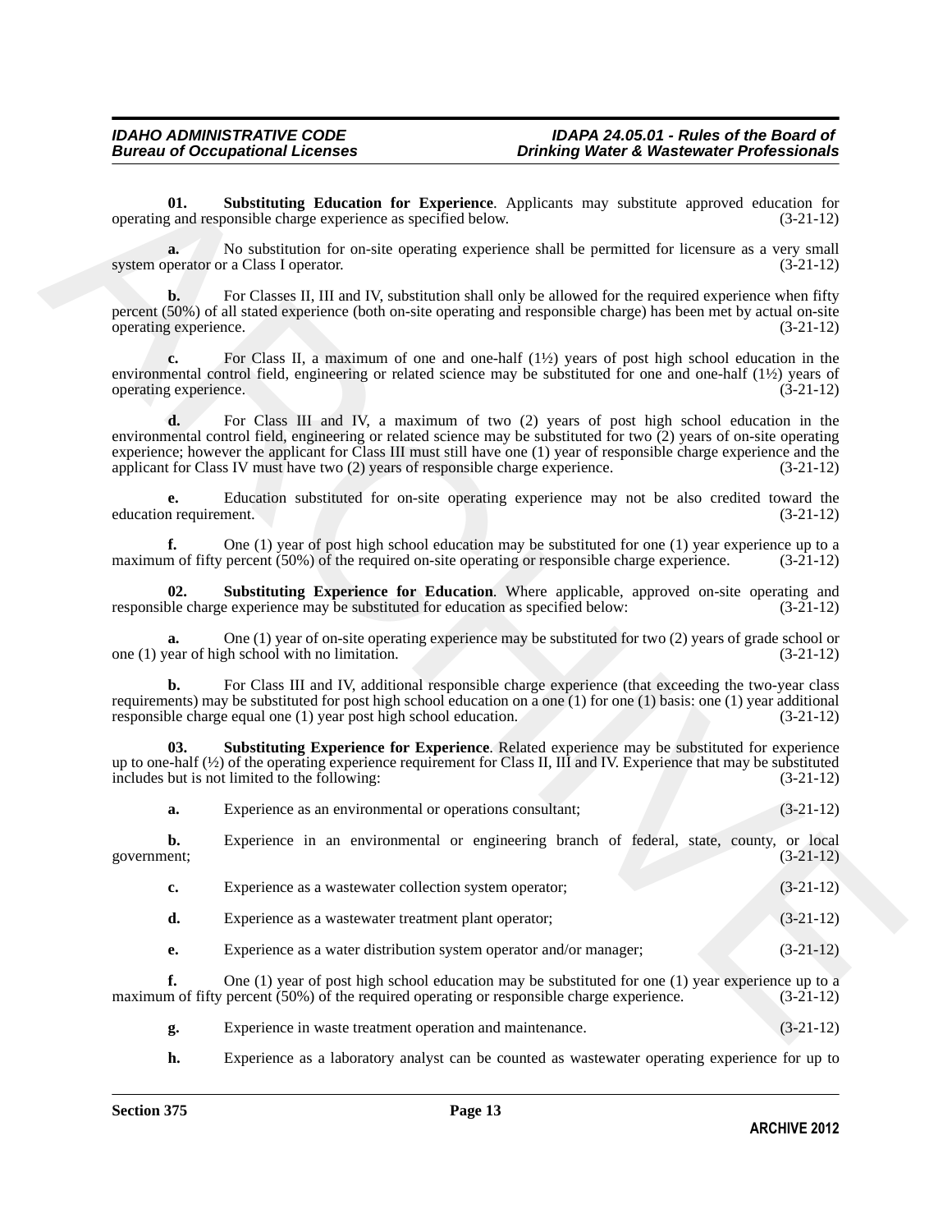**01. Substituting Education for Experience**. Applicants may substitute approved education for operating and responsible charge experience as specified below. (3-21-12)

**a.** No substitution for on-site operating experience shall be permitted for licensure as a very small system operator or a Class I operator. (3-21-12)

**b.** For Classes II, III and IV, substitution shall only be allowed for the required experience when fifty percent (50%) of all stated experience (both on-site operating and responsible charge) has been met by actual on-site operating experience. (3-21-12)

**c.** For Class II, a maximum of one and one-half (1½) years of post high school education in the environmental control field, engineering or related science may be substituted for one and one-half (1½) years of operating experience. (3-21-12)

**d.** For Class III and IV, a maximum of two (2) years of post high school education in the environmental control field, engineering or related science may be substituted for two (2) years of on-site operating experience; however the applicant for Class III must still have one (1) year of responsible charge experience and the applicant for Class IV must have two (2) years of responsible charge experience. (3-21-12)

**e.** Education substituted for on-site operating experience may not be also credited toward the education requirement. (3-21-12)

**f.** One (1) year of post high school education may be substituted for one (1) year experience up to a maximum of fifty percent (50%) of the required on-site operating or responsible charge experience. (3-21-12)

**02. Substituting Experience for Education**. Where applicable, approved on-site operating and responsible charge experience may be substituted for education as specified below: (3-21-12)

**a.** One (1) year of on-site operating experience may be substituted for two (2) years of grade school or one (1) year of high school with no limitation. (3-21-12)

**b.** For Class III and IV, additional responsible charge experience (that exceeding the two-year class requirements) may be substituted for post high school education on a one (1) for one (1) basis: one (1) year additional responsible charge equal one (1) year post high school education. (3-21-12)

**03. Substituting Experience for Experience**. Related experience may be substituted for experience up to one-half (½) of the operating experience requirement for Class II, III and IV. Experience that may be substituted includes but is not limited to the following: (3-21-12)

**a.** Experience as an environmental or operations consultant; (3-21-12)

**b.** Experience in an environmental or engineering branch of federal, state, county, or local government; (3-21-12)

**c.** Experience as a wastewater collection system operator; (3-21-12)

**d.** Experience as a wastewater treatment plant operator; (3-21-12)

**e.** Experience as a water distribution system operator and/or manager; (3-21-12)

**f.** One (1) year of post high school education may be substituted for one (1) year experience up to a maximum of fifty percent (50%) of the required operating or responsible charge experience. (3-21-12)

**g.** Experience in waste treatment operation and maintenance. (3-21-12)

**h.** Experience as a laboratory analyst can be counted as wastewater operating experience for up to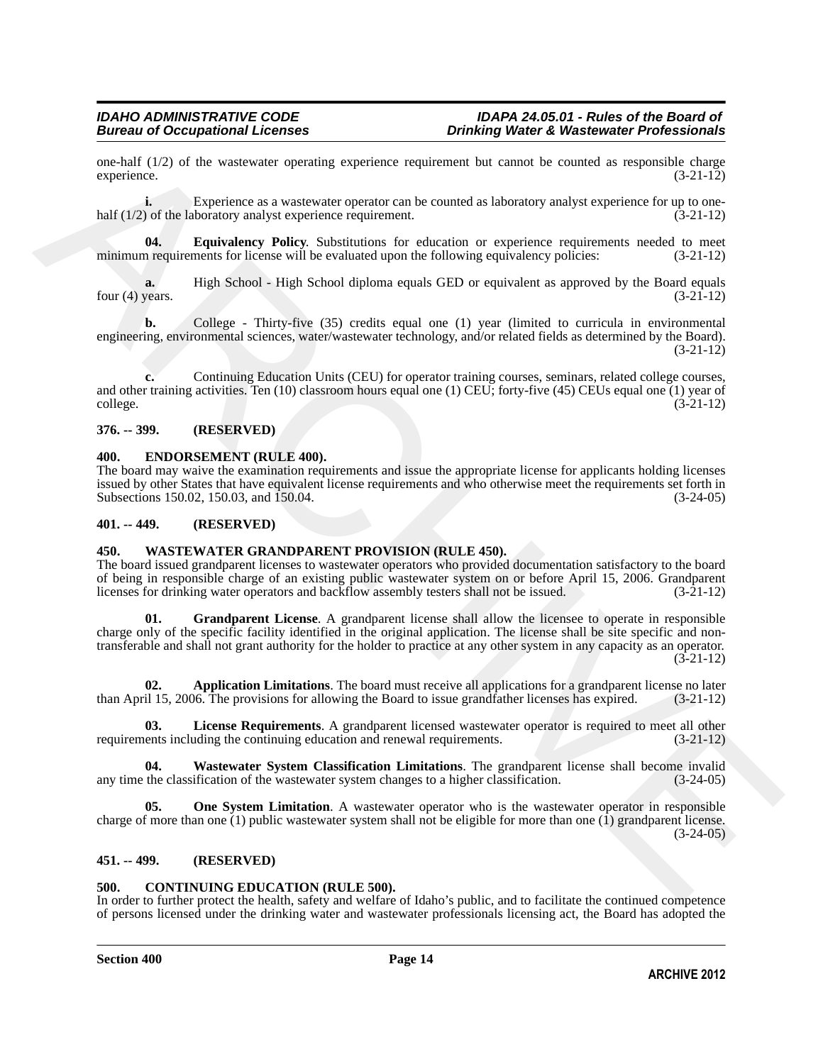one-half (1/2) of the wastewater operating experience requirement but cannot be counted as responsible charge experience. (3-21-12)

**i.** Experience as a wastewater operator can be counted as laboratory analyst experience for up to one-half (1/2) of the laboratory analyst experience requirement. (3-21-12)

**04. Equivalency Policy**. Substitutions for education or experience requirements needed to meet minimum requirements for license will be evaluated upon the following equivalency policies: (3-21-12)

**a.** High School - High School diploma equals GED or equivalent as approved by the Board equals four (4) years. (3-21-12)

**b.** College - Thirty-five (35) credits equal one (1) year (limited to curricula in environmental engineering, environmental sciences, water/wastewater technology, and/or related fields as determined by the Board). (3-21-12)

**c.** Continuing Education Units (CEU) for operator training courses, seminars, related college courses, and other training activities. Ten (10) classroom hours equal one (1) CEU; forty-five (45) CEUs equal one (1) year of college. (3-21-12)

### 376. -- 399. (RESERVED)

### 400. ENDORSEMENT (RULE 400).

The board may waive the examination requirements and issue the appropriate license for applicants holding licenses issued by other States that have equivalent license requirements and who otherwise meet the requirements set forth in Subsections 150.02, 150.03, and 150.04. (3-24-05)

### 401. -- 449. (RESERVED)

### 450. WASTEWATER GRANDPARENT PROVISION (RULE 450).

The board issued grandparent licenses to wastewater operators who provided documentation satisfactory to the board of being in responsible charge of an existing public wastewater system on or before April 15, 2006. Grandparent licenses for drinking water operators and backflow assembly testers shall not be issued. (3-21-12)

**01. Grandparent License**. A grandparent license shall allow the licensee to operate in responsible charge only of the specific facility identified in the original application. The license shall be site specific and non-transferable and shall not grant authority for the holder to practice at any other system in any capacity as an operator. (3-21-12)

**02. Application Limitations**. The board must receive all applications for a grandparent license no later than April 15, 2006. The provisions for allowing the Board to issue grandfather licenses has expired. (3-21-12)

**03. License Requirements**. A grandparent licensed wastewater operator is required to meet all other requirements including the continuing education and renewal requirements. (3-21-12)

**04. Wastewater System Classification Limitations**. The grandparent license shall become invalid any time the classification of the wastewater system changes to a higher classification. (3-24-05)

**05. One System Limitation**. A wastewater operator who is the wastewater operator in responsible charge of more than one (1) public wastewater system shall not be eligible for more than one (1) grandparent license. (3-24-05)

### 451. -- 499. (RESERVED)

### 500. CONTINUING EDUCATION (RULE 500).

In order to further protect the health, safety and welfare of Idaho's public, and to facilitate the continued competence of persons licensed under the drinking water and wastewater professionals licensing act, the Board has adopted the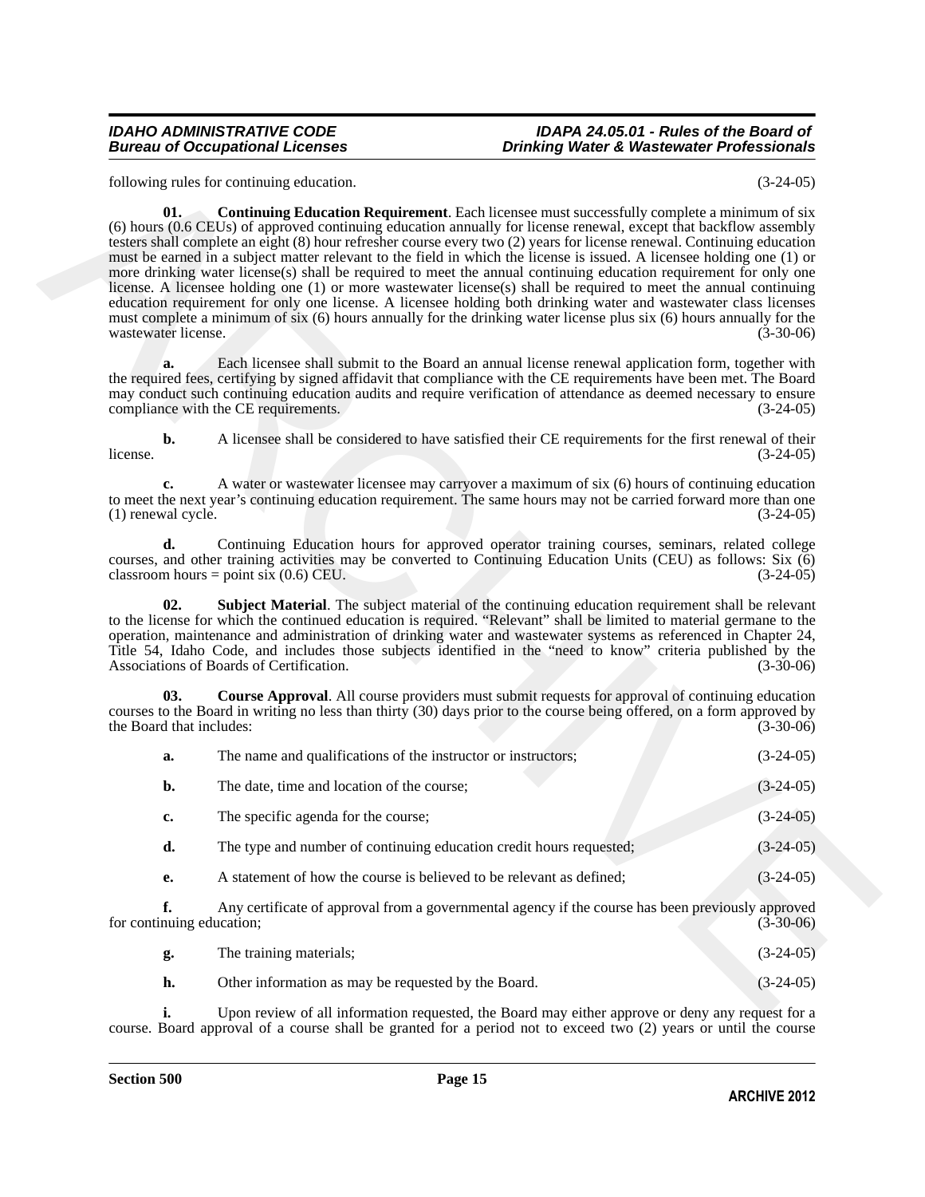following rules for continuing education. (3-24-05)

**01. Continuing Education Requirement**. Each licensee must successfully complete a minimum of six (6) hours (0.6 CEUs) of approved continuing education annually for license renewal, except that backflow assembly testers shall complete an eight (8) hour refresher course every two (2) years for license renewal. Continuing education must be earned in a subject matter relevant to the field in which the license is issued. A licensee holding one (1) or more drinking water license(s) shall be required to meet the annual continuing education requirement for only one license. A licensee holding one (1) or more wastewater license(s) shall be required to meet the annual continuing education requirement for only one license. A licensee holding both drinking water and wastewater class licenses must complete a minimum of six (6) hours annually for the drinking water license plus six (6) hours annually for the wastewater license. (3-30-06)

**a.** Each licensee shall submit to the Board an annual license renewal application form, together with the required fees, certifying by signed affidavit that compliance with the CE requirements have been met. The Board may conduct such continuing education audits and require verification of attendance as deemed necessary to ensure compliance with the CE requirements. (3-24-05)

**b.** A licensee shall be considered to have satisfied their CE requirements for the first renewal of their license. (3-24-05)

**c.** A water or wastewater licensee may carryover a maximum of six (6) hours of continuing education to meet the next year's continuing education requirement. The same hours may not be carried forward more than one (1) renewal cycle. (3-24-05)

**d.** Continuing Education hours for approved operator training courses, seminars, related college courses, and other training activities may be converted to Continuing Education Units (CEU) as follows: Six (6) classroom hours = point six (0.6) CEU. (3-24-05)

**02. Subject Material**. The subject material of the continuing education requirement shall be relevant to the license for which the continued education is required. "Relevant" shall be limited to material germane to the operation, maintenance and administration of drinking water and wastewater systems as referenced in Chapter 24, Title 54, Idaho Code, and includes those subjects identified in the "need to know" criteria published by the Associations of Boards of Certification. (3-30-06)

**03. Course Approval**. All course providers must submit requests for approval of continuing education courses to the Board in writing no less than thirty (30) days prior to the course being offered, on a form approved by the Board that includes: (3-30-06)

**a.** The name and qualifications of the instructor or instructors; (3-24-05)

**b.** The date, time and location of the course; (3-24-05)

**c.** The specific agenda for the course; (3-24-05)

**d.** The type and number of continuing education credit hours requested; (3-24-05)

**e.** A statement of how the course is believed to be relevant as defined; (3-24-05)

**f.** Any certificate of approval from a governmental agency if the course has been previously approved for continuing education; (3-30-06)

**g.** The training materials; (3-24-05)

**h.** Other information as may be requested by the Board. (3-24-05)

**i.** Upon review of all information requested, the Board may either approve or deny any request for a course. Board approval of a course shall be granted for a period not to exceed two (2) years or until the course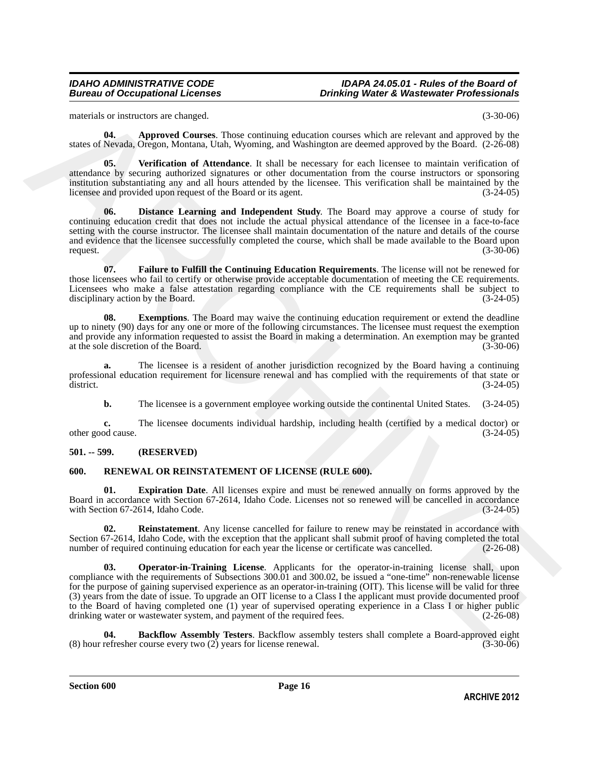materials or instructors are changed. (3-30-06)

**04. Approved Courses**. Those continuing education courses which are relevant and approved by the states of Nevada, Oregon, Montana, Utah, Wyoming, and Washington are deemed approved by the Board. (2-26-08)

**05. Verification of Attendance**. It shall be necessary for each licensee to maintain verification of attendance by securing authorized signatures or other documentation from the course instructors or sponsoring institution substantiating any and all hours attended by the licensee. This verification shall be maintained by the licensee and provided upon request of the Board or its agent. (3-24-05)

**06. Distance Learning and Independent Study**. The Board may approve a course of study for continuing education credit that does not include the actual physical attendance of the licensee in a face-to-face setting with the course instructor. The licensee shall maintain documentation of the nature and details of the course and evidence that the licensee successfully completed the course, which shall be made available to the Board upon request. (3-30-06)

**07. Failure to Fulfill the Continuing Education Requirements**. The license will not be renewed for those licensees who fail to certify or otherwise provide acceptable documentation of meeting the CE requirements. Licensees who make a false attestation regarding compliance with the CE requirements shall be subject to disciplinary action by the Board. (3-24-05)

**08. Exemptions**. The Board may waive the continuing education requirement or extend the deadline up to ninety (90) days for any one or more of the following circumstances. The licensee must request the exemption and provide any information requested to assist the Board in making a determination. An exemption may be granted at the sole discretion of the Board. (3-30-06)

**a.** The licensee is a resident of another jurisdiction recognized by the Board having a continuing professional education requirement for licensure renewal and has complied with the requirements of that state or district. (3-24-05)

**b.** The licensee is a government employee working outside the continental United States. (3-24-05)

**c.** The licensee documents individual hardship, including health (certified by a medical doctor) or other good cause. (3-24-05)

## 501. -- 599. (RESERVED)

## 600. RENEWAL OR REINSTATEMENT OF LICENSE (RULE 600).

**01. Expiration Date**. All licenses expire and must be renewed annually on forms approved by the Board in accordance with Section 67-2614, Idaho Code. Licenses not so renewed will be cancelled in accordance with Section 67-2614, Idaho Code. (3-24-05)

**02. Reinstatement**. Any license cancelled for failure to renew may be reinstated in accordance with Section 67-2614, Idaho Code, with the exception that the applicant shall submit proof of having completed the total number of required continuing education for each year the license or certificate was cancelled. (2-26-08)

**03. Operator-in-Training License**. Applicants for the operator-in-training license shall, upon compliance with the requirements of Subsections 300.01 and 300.02, be issued a "one-time" non-renewable license for the purpose of gaining supervised experience as an operator-in-training (OIT). This license will be valid for three (3) years from the date of issue. To upgrade an OIT license to a Class I the applicant must provide documented proof to the Board of having completed one (1) year of supervised operating experience in a Class I or higher public drinking water or wastewater system, and payment of the required fees. (2-26-08)

**04. Backflow Assembly Testers**. Backflow assembly testers shall complete a Board-approved eight (8) hour refresher course every two (2) years for license renewal. (3-30-06)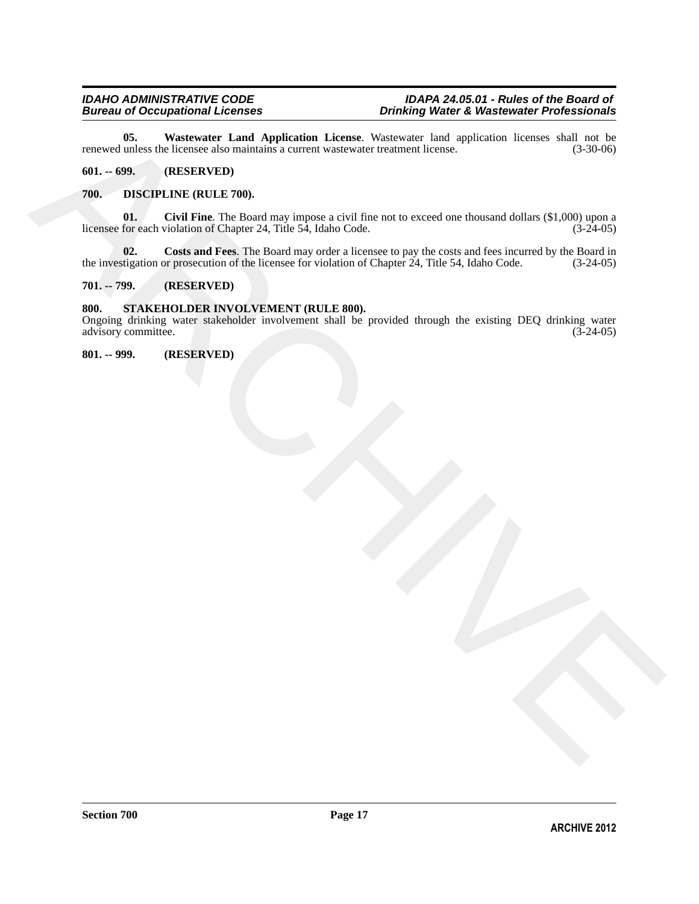**05. Wastewater Land Application License**. Wastewater land application licenses shall not be renewed unless the licensee also maintains a current wastewater treatment license. (3-30-06)

**601. -- 699. (RESERVED)**

**700. DISCIPLINE (RULE 700).**

**01. Civil Fine**. The Board may impose a civil fine not to exceed one thousand dollars ($1,000) upon a licensee for each violation of Chapter 24, Title 54, Idaho Code. (3-24-05)

**02. Costs and Fees**. The Board may order a licensee to pay the costs and fees incurred by the Board in the investigation or prosecution of the licensee for violation of Chapter 24, Title 54, Idaho Code. (3-24-05)

**701. -- 799. (RESERVED)**

**800. STAKEHOLDER INVOLVEMENT (RULE 800).**

Ongoing drinking water stakeholder involvement shall be provided through the existing DEQ drinking water advisory committee. (3-24-05)

**801. -- 999. (RESERVED)**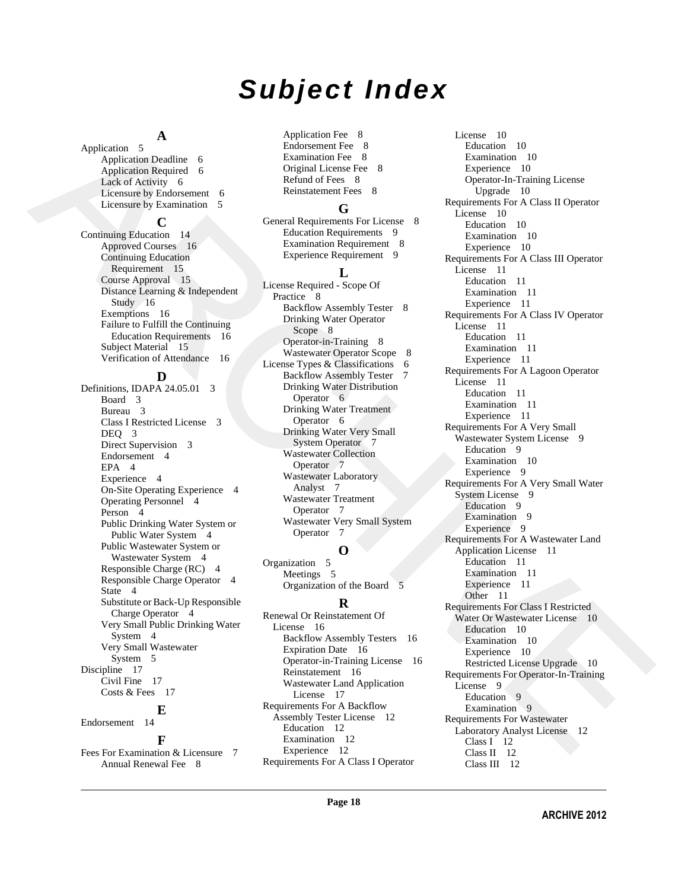# Subject Index

### A

Application 5
- Application Deadline 6
- Application Required 6
- Lack of Activity 6
- Licensure by Endorsement 6
- Licensure by Examination 5

### C

Continuing Education 14
- Approved Courses 16
- Continuing Education Requirement 15
- Course Approval 15
- Distance Learning & Independent Study 16
- Exemptions 16
- Failure to Fulfill the Continuing Education Requirements 16
- Subject Material 15
- Verification of Attendance 16

### D

Definitions, IDAPA 24.05.01 3
- Board 3
- Bureau 3
- Class I Restricted License 3
- DEQ 3
- Direct Supervision 3
- Endorsement 4
- EPA 4
- Experience 4
- On-Site Operating Experience 4
- Operating Personnel 4
- Person 4
- Public Drinking Water System or Public Water System 4
- Public Wastewater System or Wastewater System 4
- Responsible Charge (RC) 4
- Responsible Charge Operator 4
- State 4
- Substitute or Back-Up Responsible Charge Operator 4
- Very Small Public Drinking Water System 4
- Very Small Wastewater System 5

Discipline 17
- Civil Fine 17
- Costs & Fees 17

### E

Endorsement 14

### F

Fees For Examination & Licensure 7
- Annual Renewal Fee 8
- Application Fee 8
- Endorsement Fee 8
- Examination Fee 8
- Original License Fee 8
- Refund of Fees 8
- Reinstatement Fees 8

### G

General Requirements For License 8
- Education Requirements 9
- Examination Requirement 8
- Experience Requirement 9

### L

License Required - Scope Of Practice 8
- Backflow Assembly Tester 8
- Drinking Water Operator Scope 8
- Operator-in-Training 8
- Wastewater Operator Scope 8

License Types & Classifications 6
- Backflow Assembly Tester 7
- Drinking Water Distribution Operator 6
- Drinking Water Treatment Operator 6
- Drinking Water Very Small System Operator 7
- Wastewater Collection Operator 7
- Wastewater Laboratory Analyst 7
- Wastewater Treatment Operator 7
- Wastewater Very Small System Operator 7

### O

Organization 5
- Meetings 5
- Organization of the Board 5

### R

Renewal Or Reinstatement Of License 16
- Backflow Assembly Testers 16
- Expiration Date 16
- Operator-in-Training License 16
- Reinstatement 16
- Wastewater Land Application License 17

Requirements For A Backflow Assembly Tester License 12
- Education 12
- Examination 12
- Experience 12

Requirements For A Class I Operator License 10
- Education 10
- Examination 10
- Experience 10
- Operator-In-Training License Upgrade 10

Requirements For A Class II Operator License 10
- Education 10
- Examination 10
- Experience 10

Requirements For A Class III Operator License 11
- Education 11
- Examination 11
- Experience 11

Requirements For A Class IV Operator License 11
- Education 11
- Examination 11
- Experience 11

Requirements For A Lagoon Operator License 11
- Education 11
- Examination 11
- Experience 11

Requirements For A Very Small Wastewater System License 9
- Education 9
- Examination 10
- Experience 9

Requirements For A Very Small Water System License 9
- Education 9
- Examination 9
- Experience 9

Requirements For A Wastewater Land Application License 11
- Education 11
- Examination 11
- Experience 11
- Other 11

Requirements For Class I Restricted Water Or Wastewater License 10
- Education 10
- Examination 10
- Experience 10
- Restricted License Upgrade 10

Requirements For Operator-In-Training License 9
- Education 9
- Examination 9

Requirements For Wastewater Laboratory Analyst License 12
- Class I 12
- Class II 12
- Class III 12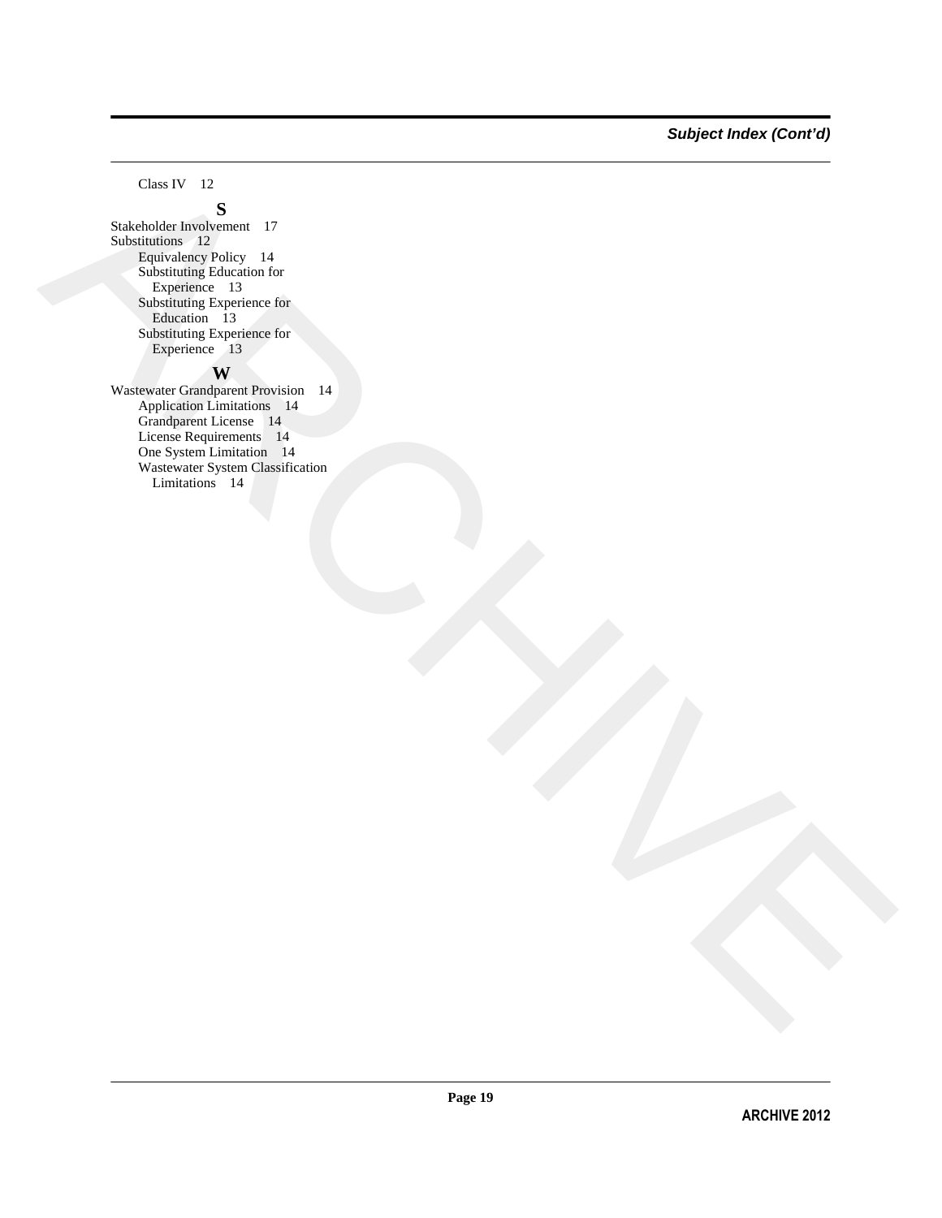Class IV 12

**S**

Stakeholder Involvement 17
Substitutions 12
  Equivalency Policy 14
  Substituting Education for Experience 13
  Substituting Experience for Education 13
  Substituting Experience for Experience 13

**W**

Wastewater Grandparent Provision 14
  Application Limitations 14
  Grandparent License 14
  License Requirements 14
  One System Limitation 14
  Wastewater System Classification Limitations 14